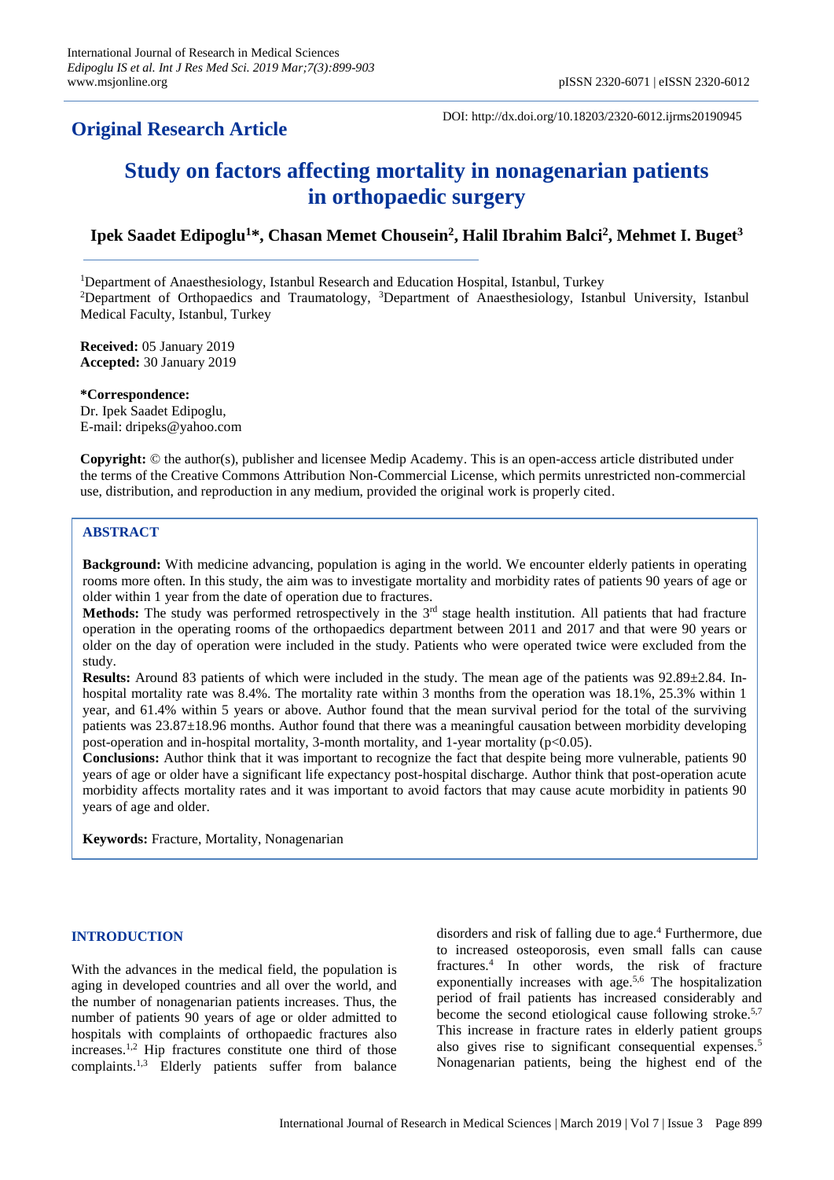**Original Research Article**

DOI: http://dx.doi.org/10.18203/2320-6012.ijrms20190945

# Study on factors affecting mortality in nonagenarian patients in orthopaedic surgery

**Ipek Saadet Edipoglu[1]*, Chasan Memet Chousein[2], Halil Ibrahim Balci[2], Mehmet I. Buget[3]**

[1]Department of Anaesthesiology, Istanbul Research and Education Hospital, Istanbul, Turkey
[2]Department of Orthopaedics and Traumatology, [3]Department of Anaesthesiology, Istanbul University, Istanbul Medical Faculty, Istanbul, Turkey

**Received:** 05 January 2019
**Accepted:** 30 January 2019

***Correspondence:**
Dr. Ipek Saadet Edipoglu,
E-mail: dripeks@yahoo.com

**Copyright:** © the author(s), publisher and licensee Medip Academy. This is an open-access article distributed under the terms of the Creative Commons Attribution Non-Commercial License, which permits unrestricted non-commercial use, distribution, and reproduction in any medium, provided the original work is properly cited.

## ABSTRACT

**Background:** With medicine advancing, population is aging in the world. We encounter elderly patients in operating rooms more often. In this study, the aim was to investigate mortality and morbidity rates of patients 90 years of age or older within 1 year from the date of operation due to fractures.

**Methods:** The study was performed retrospectively in the 3rd stage health institution. All patients that had fracture operation in the operating rooms of the orthopaedics department between 2011 and 2017 and that were 90 years or older on the day of operation were included in the study. Patients who were operated twice were excluded from the study.

**Results:** Around 83 patients of which were included in the study. The mean age of the patients was 92.89±2.84. In-hospital mortality rate was 8.4%. The mortality rate within 3 months from the operation was 18.1%, 25.3% within 1 year, and 61.4% within 5 years or above. Author found that the mean survival period for the total of the surviving patients was 23.87±18.96 months. Author found that there was a meaningful causation between morbidity developing post-operation and in-hospital mortality, 3-month mortality, and 1-year mortality ($p<0.05$).

**Conclusions:** Author think that it was important to recognize the fact that despite being more vulnerable, patients 90 years of age or older have a significant life expectancy post-hospital discharge. Author think that post-operation acute morbidity affects mortality rates and it was important to avoid factors that may cause acute morbidity in patients 90 years of age and older.

**Keywords:** Fracture, Mortality, Nonagenarian

## INTRODUCTION

With the advances in the medical field, the population is aging in developed countries and all over the world, and the number of nonagenarian patients increases. Thus, the number of patients 90 years of age or older admitted to hospitals with complaints of orthopaedic fractures also increases.[1,2] Hip fractures constitute one third of those complaints.[1,3] Elderly patients suffer from balance disorders and risk of falling due to age.[4] Furthermore, due to increased osteoporosis, even small falls can cause fractures.[4] In other words, the risk of fracture exponentially increases with age.[5,6] The hospitalization period of frail patients has increased considerably and become the second etiological cause following stroke.[5,7] This increase in fracture rates in elderly patient groups also gives rise to significant consequential expenses.[5] Nonagenarian patients, being the highest end of the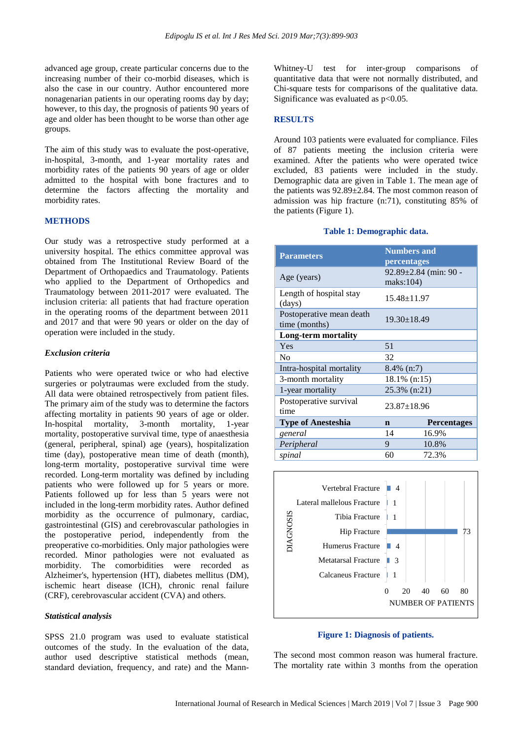advanced age group, create particular concerns due to the increasing number of their co-morbid diseases, which is also the case in our country. Author encountered more nonagenarian patients in our operating rooms day by day; however, to this day, the prognosis of patients 90 years of age and older has been thought to be worse than other age groups.

The aim of this study was to evaluate the post-operative, in-hospital, 3-month, and 1-year mortality rates and morbidity rates of the patients 90 years of age or older admitted to the hospital with bone fractures and to determine the factors affecting the mortality and morbidity rates.

## METHODS

Our study was a retrospective study performed at a university hospital. The ethics committee approval was obtained from The Institutional Review Board of the Department of Orthopaedics and Traumatology. Patients who applied to the Department of Orthopedics and Traumatology between 2011-2017 were evaluated. The inclusion criteria: all patients that had fracture operation in the operating rooms of the department between 2011 and 2017 and that were 90 years or older on the day of operation were included in the study.

### Exclusion criteria

Patients who were operated twice or who had elective surgeries or polytraumas were excluded from the study. All data were obtained retrospectively from patient files. The primary aim of the study was to determine the factors affecting mortality in patients 90 years of age or older. In-hospital mortality, 3-month mortality, 1-year mortality, postoperative survival time, type of anaesthesia (general, peripheral, spinal) age (years), hospitalization time (day), postoperative mean time of death (month), long-term mortality, postoperative survival time were recorded. Long-term mortality was defined by including patients who were followed up for 5 years or more. Patients followed up for less than 5 years were not included in the long-term morbidity rates. Author defined morbidity as the occurrence of pulmonary, cardiac, gastrointestinal (GIS) and cerebrovascular pathologies in the postoperative period, independently from the preoperative co-morbidities. Only major pathologies were recorded. Minor pathologies were not evaluated as morbidity. The comorbidities were recorded as Alzheimer's, hypertension (HT), diabetes mellitus (DM), ischemic heart disease (ICH), chronic renal failure (CRF), cerebrovascular accident (CVA) and others.

### Statistical analysis

SPSS 21.0 program was used to evaluate statistical outcomes of the study. In the evaluation of the data, author used descriptive statistical methods (mean, standard deviation, frequency, and rate) and the Mann-Whitney-U test for inter-group comparisons of quantitative data that were not normally distributed, and Chi-square tests for comparisons of the qualitative data. Significance was evaluated as $p<0.05$.

## RESULTS

Around 103 patients were evaluated for compliance. Files of 87 patients meeting the inclusion criteria were examined. After the patients who were operated twice excluded, 83 patients were included in the study. Demographic data are given in Table 1. The mean age of the patients was 92.89±2.84. The most common reason of admission was hip fracture (n:71), constituting 85% of the patients (Figure 1).

**Table 1: Demographic data.**

| Parameters | Numbers and percentages | |
|---|---|---|
| Age (years) | 92.89±2.84 (min: 90 - maks:104) | |
| Length of hospital stay (days) | 15.48±11.97 | |
| Postoperative mean death time (months) | 19.30±18.49 | |
| **Long-term mortality** | | |
| Yes | 51 | |
| No | 32 | |
| Intra-hospital mortality | 8.4% (n:7) | |
| 3-month mortality | 18.1% (n:15) | |
| 1-year mortality | 25.3% (n:21) | |
| Postoperative survival time | 23.87±18.96 | |
| **Type of Anesthesia** | **n** | **Percentages** |
| *general* | 14 | 16.9% |
| *Peripheral* | 9 | 10.8% |
| *spinal* | 60 | 72.3% |

| DIAGNOSIS | NUMBER OF PATIENTS |
|---|---|
| Vertebral Fracture | 4 |
| Lateral malleolus Fracture | 1 |
| Tibia Fracture | 1 |
| Hip Fracture | 73 |
| Humerus Fracture | 4 |
| Metatarsal Fracture | 3 |
| Calcaneus Fracture | 1 |

**Figure 1: Diagnosis of patients.**

The second most common reason was humeral fracture. The mortality rate within 3 months from the operation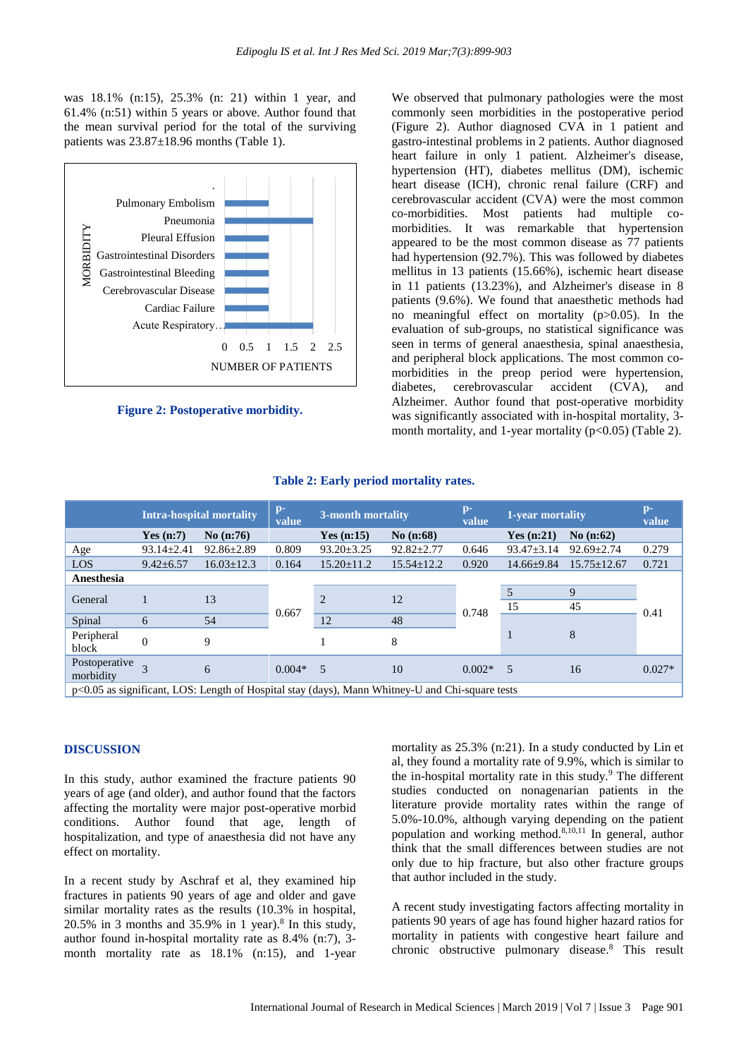was 18.1% (n:15), 25.3% (n: 21) within 1 year, and 61.4% (n:51) within 5 years or above. Author found that the mean survival period for the total of the surviving patients was 23.87±18.96 months (Table 1).

**Figure 2: Postoperative morbidity.**

We observed that pulmonary pathologies were the most commonly seen morbidities in the postoperative period (Figure 2). Author diagnosed CVA in 1 patient and gastro-intestinal problems in 2 patients. Author diagnosed heart failure in only 1 patient. Alzheimer's disease, hypertension (HT), diabetes mellitus (DM), ischemic heart disease (ICH), chronic renal failure (CRF) and cerebrovascular accident (CVA) were the most common co-morbidities. Most patients had multiple co-morbidities. It was remarkable that hypertension appeared to be the most common disease as 77 patients had hypertension (92.7%). This was followed by diabetes mellitus in 13 patients (15.66%), ischemic heart disease in 11 patients (13.23%), and Alzheimer's disease in 8 patients (9.6%). We found that anaesthetic methods had no meaningful effect on mortality (p>0.05). In the evaluation of sub-groups, no statistical significance was seen in terms of general anaesthesia, spinal anaesthesia, and peripheral block applications. The most common co-morbidities in the preop period were hypertension, diabetes, cerebrovascular accident (CVA), and Alzheimer. Author found that post-operative morbidity was significantly associated with in-hospital mortality, 3-month mortality, and 1-year mortality (p<0.05) (Table 2).

**Table 2: Early period mortality rates.**

| | Intra-hospital mortality | | p-value | 3-month mortality | | p-value | 1-year mortality | | p-value |
|---|---|---|---|---|---|---|---|---|---|
| | Yes (n:7) | No (n:76) | | Yes (n:15) | No (n:68) | | Yes (n:21) | No (n:62) | |
| Age | 93.14±2.41 | 92.86±2.89 | 0.809 | 93.20±3.25 | 92.82±2.77 | 0.646 | 93.47±3.14 | 92.69±2.74 | 0.279 |
| LOS | 9.42±6.57 | 16.03±12.3 | 0.164 | 15.20±11.2 | 15.54±12.2 | 0.920 | 14.66±9.84 | 15.75±12.67 | 0.721 |
| **Anesthesia** | | | | | | | | | |
| General | 1 | 13 | 0.667 | 2 | 12 | 0.748 | 5 | 9 | 0.41 |
| Spinal | 6 | 54 | | 12 | 48 | | 15 | 45 | |
| Peripheral block | 0 | 9 | | 1 | 8 | | 1 | 8 | |
| Postoperative morbidity | 3 | 6 | 0.004* | 5 | 10 | 0.002* | 5 | 16 | 0.027* |

p<0.05 as significant, LOS: Length of Hospital stay (days), Mann Whitney-U and Chi-square tests

## DISCUSSION

In this study, author examined the fracture patients 90 years of age (and older), and author found that the factors affecting the mortality were major post-operative morbid conditions. Author found that age, length of hospitalization, and type of anaesthesia did not have any effect on mortality.

In a recent study by Aschraf et al, they examined hip fractures in patients 90 years of age and older and gave similar mortality rates as the results (10.3% in hospital, 20.5% in 3 months and 35.9% in 1 year).[8] In this study, author found in-hospital mortality rate as 8.4% (n:7), 3-month mortality rate as 18.1% (n:15), and 1-year mortality as 25.3% (n:21). In a study conducted by Lin et al, they found a mortality rate of 9.9%, which is similar to the in-hospital mortality rate in this study.[9] The different studies conducted on nonagenarian patients in the literature provide mortality rates within the range of 5.0%-10.0%, although varying depending on the patient population and working method.[8,10,11] In general, author think that the small differences between studies are not only due to hip fracture, but also other fracture groups that author included in the study.

A recent study investigating factors affecting mortality in patients 90 years of age has found higher hazard ratios for mortality in patients with congestive heart failure and chronic obstructive pulmonary disease.[8] This result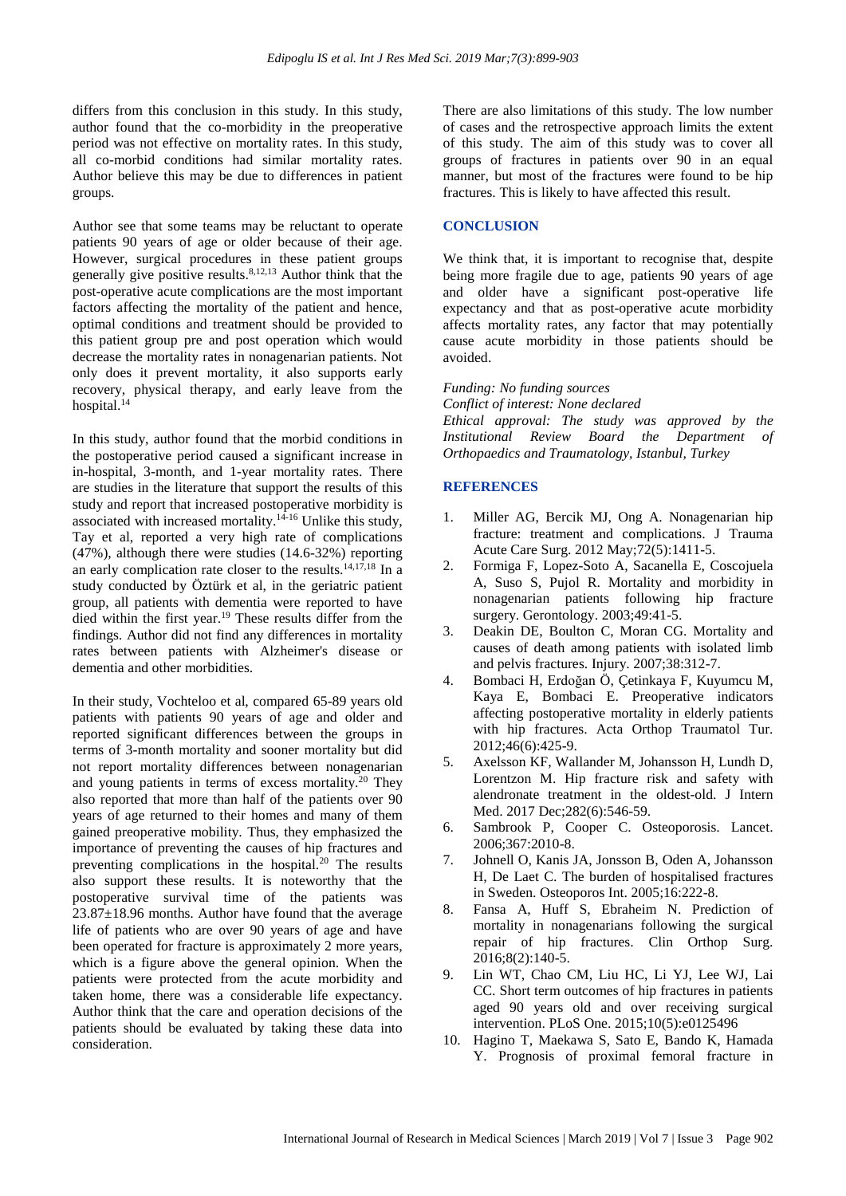differs from this conclusion in this study. In this study, author found that the co-morbidity in the preoperative period was not effective on mortality rates. In this study, all co-morbid conditions had similar mortality rates. Author believe this may be due to differences in patient groups.

Author see that some teams may be reluctant to operate patients 90 years of age or older because of their age. However, surgical procedures in these patient groups generally give positive results.[8,12,13] Author think that the post-operative acute complications are the most important factors affecting the mortality of the patient and hence, optimal conditions and treatment should be provided to this patient group pre and post operation which would decrease the mortality rates in nonagenarian patients. Not only does it prevent mortality, it also supports early recovery, physical therapy, and early leave from the hospital.[14]

In this study, author found that the morbid conditions in the postoperative period caused a significant increase in in-hospital, 3-month, and 1-year mortality rates. There are studies in the literature that support the results of this study and report that increased postoperative morbidity is associated with increased mortality.[14-16] Unlike this study, Tay et al, reported a very high rate of complications (47%), although there were studies (14.6-32%) reporting an early complication rate closer to the results.[14,17,18] In a study conducted by Öztürk et al, in the geriatric patient group, all patients with dementia were reported to have died within the first year.[19] These results differ from the findings. Author did not find any differences in mortality rates between patients with Alzheimer's disease or dementia and other morbidities.

In their study, Vochteloo et al, compared 65-89 years old patients with patients 90 years of age and older and reported significant differences between the groups in terms of 3-month mortality and sooner mortality but did not report mortality differences between nonagenarian and young patients in terms of excess mortality.[20] They also reported that more than half of the patients over 90 years of age returned to their homes and many of them gained preoperative mobility. Thus, they emphasized the importance of preventing the causes of hip fractures and preventing complications in the hospital.[20] The results also support these results. It is noteworthy that the postoperative survival time of the patients was 23.87±18.96 months. Author have found that the average life of patients who are over 90 years of age and have been operated for fracture is approximately 2 more years, which is a figure above the general opinion. When the patients were protected from the acute morbidity and taken home, there was a considerable life expectancy. Author think that the care and operation decisions of the patients should be evaluated by taking these data into consideration.

There are also limitations of this study. The low number of cases and the retrospective approach limits the extent of this study. The aim of this study was to cover all groups of fractures in patients over 90 in an equal manner, but most of the fractures were found to be hip fractures. This is likely to have affected this result.

## CONCLUSION

We think that, it is important to recognise that, despite being more fragile due to age, patients 90 years of age and older have a significant post-operative life expectancy and that as post-operative acute morbidity affects mortality rates, any factor that may potentially cause acute morbidity in those patients should be avoided.

*Funding: No funding sources*
*Conflict of interest: None declared*
*Ethical approval: The study was approved by the Institutional Review Board the Department of Orthopaedics and Traumatology, Istanbul, Turkey*

## REFERENCES

1. Miller AG, Bercik MJ, Ong A. Nonagenarian hip fracture: treatment and complications. J Trauma Acute Care Surg. 2012 May;72(5):1411-5.
2. Formiga F, Lopez-Soto A, Sacanella E, Coscojuela A, Suso S, Pujol R. Mortality and morbidity in nonagenarian patients following hip fracture surgery. Gerontology. 2003;49:41-5.
3. Deakin DE, Boulton C, Moran CG. Mortality and causes of death among patients with isolated limb and pelvis fractures. Injury. 2007;38:312-7.
4. Bombaci H, Erdoğan Ö, Çetinkaya F, Kuyumcu M, Kaya E, Bombaci E. Preoperative indicators affecting postoperative mortality in elderly patients with hip fractures. Acta Orthop Traumatol Tur. 2012;46(6):425-9.
5. Axelsson KF, Wallander M, Johansson H, Lundh D, Lorentzon M. Hip fracture risk and safety with alendronate treatment in the oldest-old. J Intern Med. 2017 Dec;282(6):546-59.
6. Sambrook P, Cooper C. Osteoporosis. Lancet. 2006;367:2010-8.
7. Johnell O, Kanis JA, Jonsson B, Oden A, Johansson H, De Laet C. The burden of hospitalised fractures in Sweden. Osteoporos Int. 2005;16:222-8.
8. Fansa A, Huff S, Ebraheim N. Prediction of mortality in nonagenarians following the surgical repair of hip fractures. Clin Orthop Surg. 2016;8(2):140-5.
9. Lin WT, Chao CM, Liu HC, Li YJ, Lee WJ, Lai CC. Short term outcomes of hip fractures in patients aged 90 years old and over receiving surgical intervention. PLoS One. 2015;10(5):e0125496
10. Hagino T, Maekawa S, Sato E, Bando K, Hamada Y. Prognosis of proximal femoral fracture in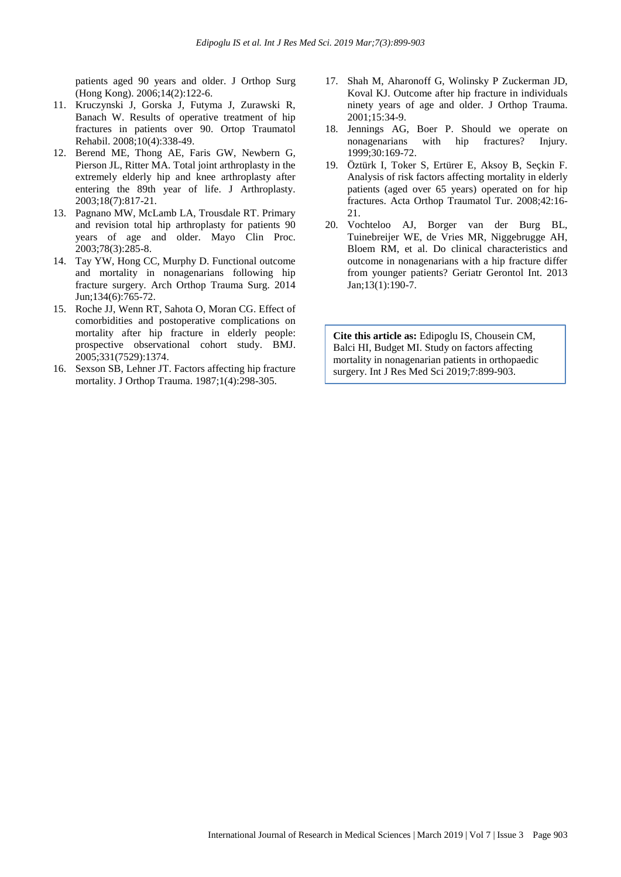patients aged 90 years and older. J Orthop Surg (Hong Kong). 2006;14(2):122-6.

11. Kruczynski J, Gorska J, Futyma J, Zurawski R, Banach W. Results of operative treatment of hip fractures in patients over 90. Ortop Traumatol Rehabil. 2008;10(4):338-49.
12. Berend ME, Thong AE, Faris GW, Newbern G, Pierson JL, Ritter MA. Total joint arthroplasty in the extremely elderly hip and knee arthroplasty after entering the 89th year of life. J Arthroplasty. 2003;18(7):817-21.
13. Pagnano MW, McLamb LA, Trousdale RT. Primary and revision total hip arthroplasty for patients 90 years of age and older. Mayo Clin Proc. 2003;78(3):285-8.
14. Tay YW, Hong CC, Murphy D. Functional outcome and mortality in nonagenarians following hip fracture surgery. Arch Orthop Trauma Surg. 2014 Jun;134(6):765-72.
15. Roche JJ, Wenn RT, Sahota O, Moran CG. Effect of comorbidities and postoperative complications on mortality after hip fracture in elderly people: prospective observational cohort study. BMJ. 2005;331(7529):1374.
16. Sexson SB, Lehner JT. Factors affecting hip fracture mortality. J Orthop Trauma. 1987;1(4):298-305.
17. Shah M, Aharonoff G, Wolinsky P Zuckerman JD, Koval KJ. Outcome after hip fracture in individuals ninety years of age and older. J Orthop Trauma. 2001;15:34-9.
18. Jennings AG, Boer P. Should we operate on nonagenarians with hip fractures? Injury. 1999;30:169-72.
19. Öztürk I, Toker S, Ertürer E, Aksoy B, Seçkin F. Analysis of risk factors affecting mortality in elderly patients (aged over 65 years) operated on for hip fractures. Acta Orthop Traumatol Tur. 2008;42:16-21.
20. Vochteloo AJ, Borger van der Burg BL, Tuinebreijer WE, de Vries MR, Niggebrugge AH, Bloem RM, et al. Do clinical characteristics and outcome in nonagenarians with a hip fracture differ from younger patients? Geriatr Gerontol Int. 2013 Jan;13(1):190-7.

**Cite this article as:** Edipoglu IS, Chousein CM, Balci HI, Budget MI. Study on factors affecting mortality in nonagenarian patients in orthopaedic surgery. Int J Res Med Sci 2019;7:899-903.